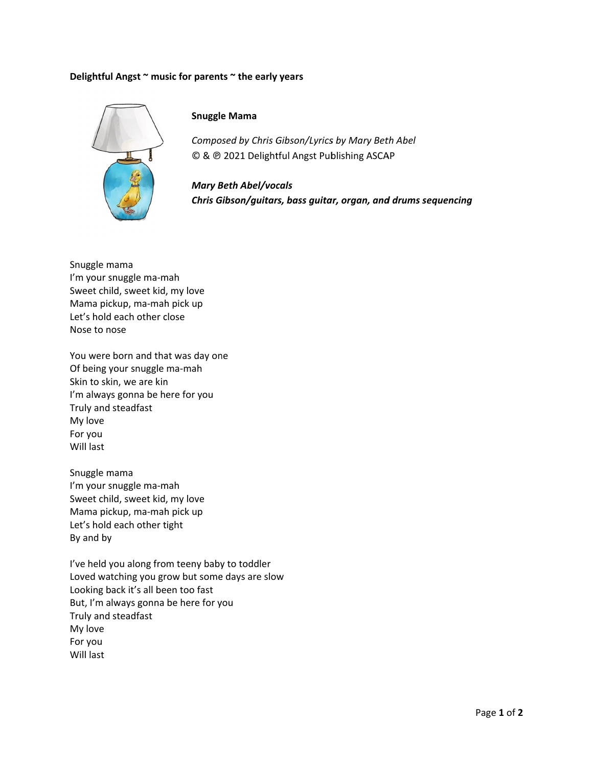**Delightful Angst ~ music for parents ~ the early years**

## Snuggle Mama

*Composed by Chris Gibson/Lyrics by Mary Beth Abel*
© & ℗ 2021 Delightful Angst Publishing ASCAP

***Mary Beth Abel/vocals***
***Chris Gibson/guitars, bass guitar, organ, and drums sequencing***

Snuggle mama
I'm your snuggle ma-mah
Sweet child, sweet kid, my love
Mama pickup, ma-mah pick up
Let's hold each other close
Nose to nose

You were born and that was day one
Of being your snuggle ma-mah
Skin to skin, we are kin
I'm always gonna be here for you
Truly and steadfast
My love
For you
Will last

Snuggle mama
I'm your snuggle ma-mah
Sweet child, sweet kid, my love
Mama pickup, ma-mah pick up
Let's hold each other tight
By and by

I've held you along from teeny baby to toddler
Loved watching you grow but some days are slow
Looking back it's all been too fast
But, I'm always gonna be here for you
Truly and steadfast
My love
For you
Will last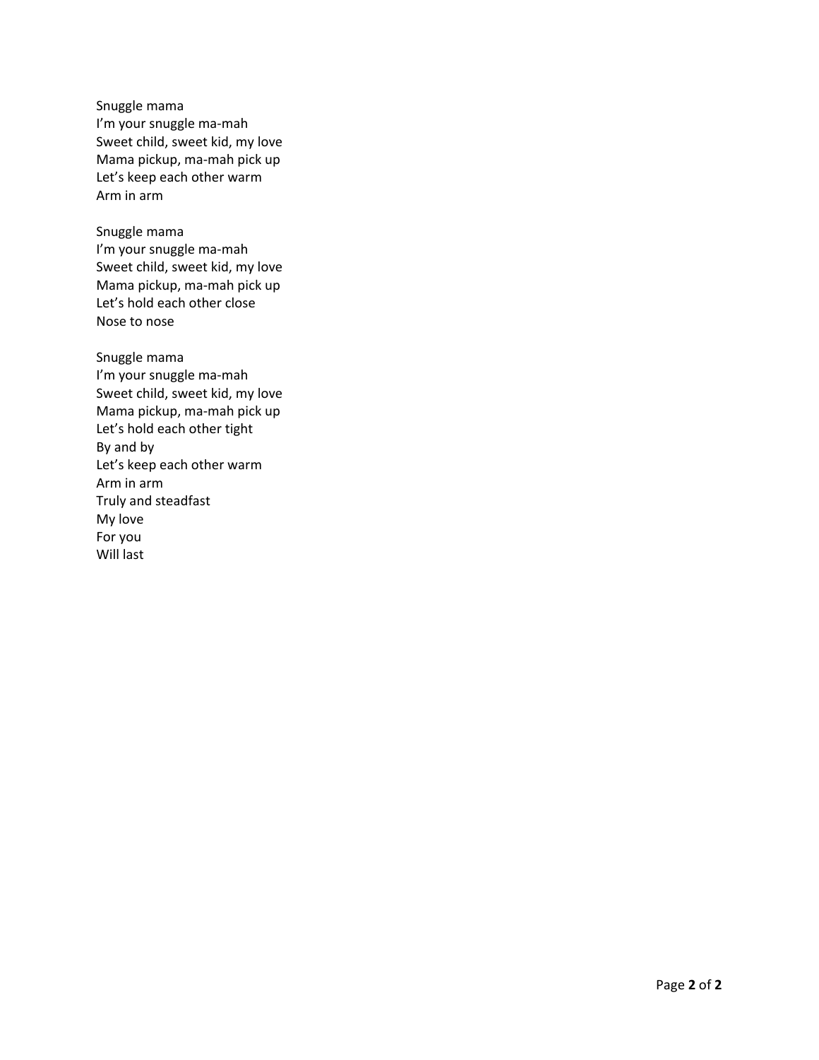Snuggle mama
I'm your snuggle ma-mah
Sweet child, sweet kid, my love
Mama pickup, ma-mah pick up
Let's keep each other warm
Arm in arm

Snuggle mama
I'm your snuggle ma-mah
Sweet child, sweet kid, my love
Mama pickup, ma-mah pick up
Let's hold each other close
Nose to nose

Snuggle mama
I'm your snuggle ma-mah
Sweet child, sweet kid, my love
Mama pickup, ma-mah pick up
Let's hold each other tight
By and by
Let's keep each other warm
Arm in arm
Truly and steadfast
My love
For you
Will last